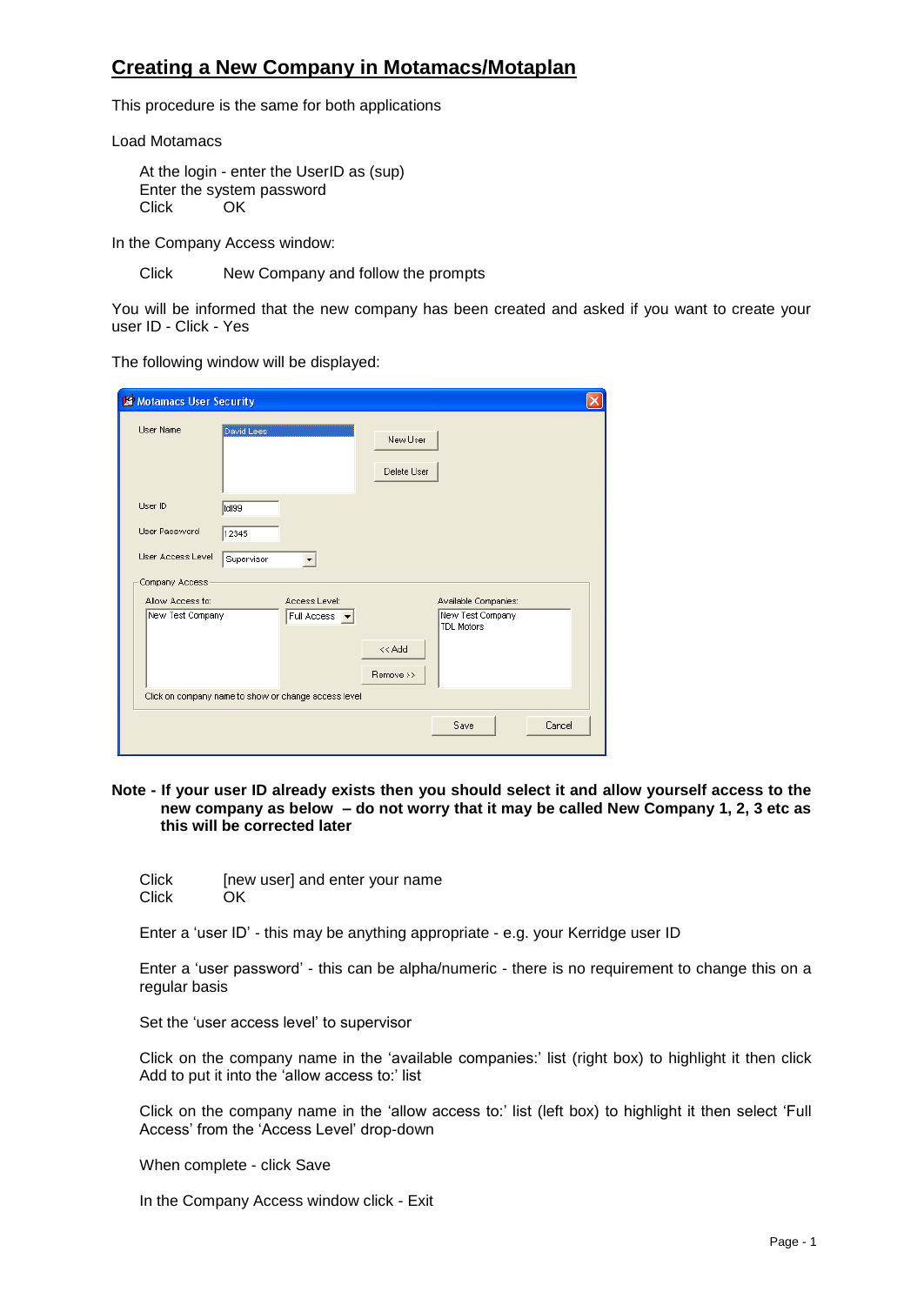# Creating a New Company in Motamacs/Motaplan

This procedure is the same for both applications

Load Motamacs

At the login - enter the UserID as (sup)
Enter the system password
Click OK

In the Company Access window:

Click New Company and follow the prompts

You will be informed that the new company has been created and asked if you want to create your user ID - Click - Yes

The following window will be displayed:

**Note - If your user ID already exists then you should select it and allow yourself access to the new company as below – do not worry that it may be called New Company 1, 2, 3 etc as this will be corrected later**

Click [new user] and enter your name
Click OK

Enter a 'user ID' - this may be anything appropriate - e.g. your Kerridge user ID

Enter a 'user password' - this can be alpha/numeric - there is no requirement to change this on a regular basis

Set the 'user access level' to supervisor

Click on the company name in the 'available companies:' list (right box) to highlight it then click Add to put it into the 'allow access to:' list

Click on the company name in the 'allow access to:' list (left box) to highlight it then select 'Full Access' from the 'Access Level' drop-down

When complete - click Save

In the Company Access window click - Exit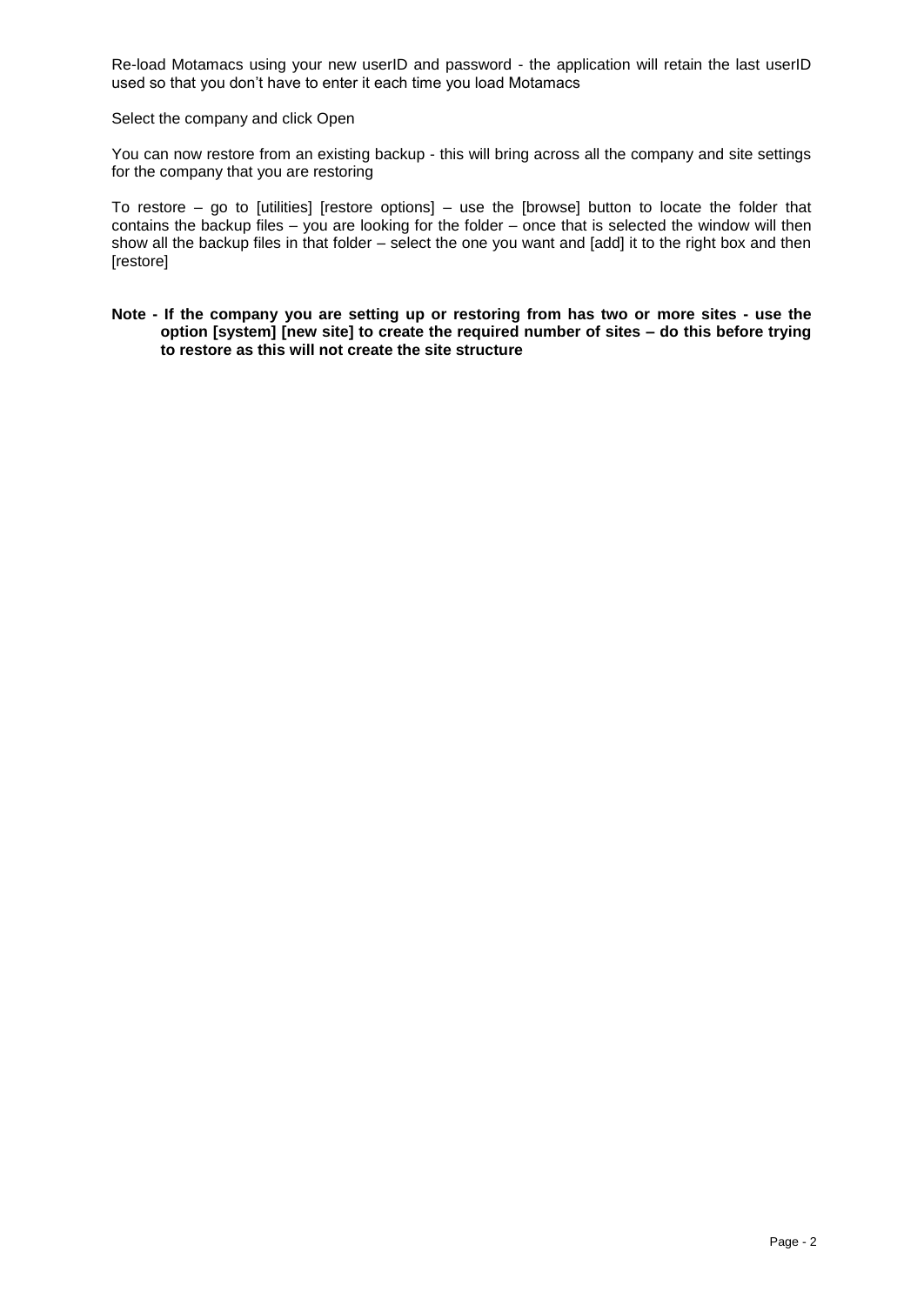Re-load Motamacs using your new userID and password - the application will retain the last userID used so that you don't have to enter it each time you load Motamacs

Select the company and click Open

You can now restore from an existing backup - this will bring across all the company and site settings for the company that you are restoring

To restore – go to [utilities] [restore options] – use the [browse] button to locate the folder that contains the backup files – you are looking for the folder – once that is selected the window will then show all the backup files in that folder – select the one you want and [add] it to the right box and then [restore]

**Note - If the company you are setting up or restoring from has two or more sites - use the option [system] [new site] to create the required number of sites – do this before trying to restore as this will not create the site structure**